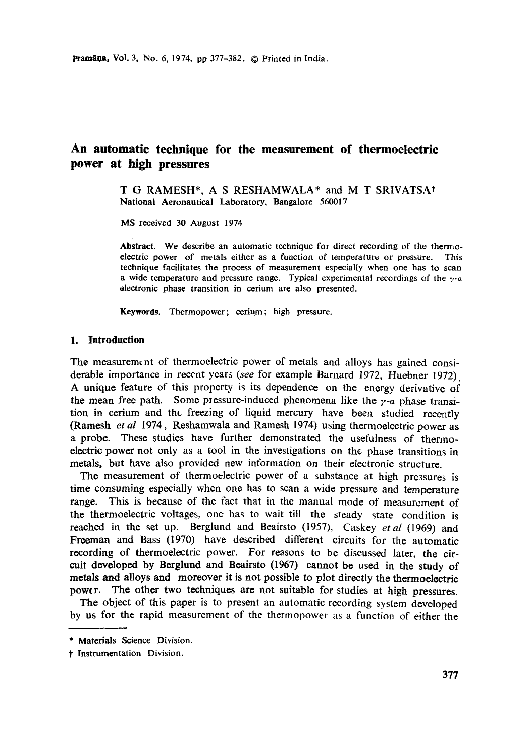# An automatic technique for the measurement of thermoelectric power at high pressures

T G RAMESH*, A S RESHAMWALA* and M T SRIVATSA†
National Aeronautical Laboratory, Bangalore 560017

MS received 30 August 1974

**Abstract.** We describe an automatic technique for direct recording of the thermoelectric power of metals either as a function of temperature or pressure. This technique facilitates the process of measurement especially when one has to scan a wide temperature and pressure range. Typical experimental recordings of the $\gamma$-$\alpha$ electronic phase transition in cerium are also presented.

**Keywords.** Thermopower; cerium; high pressure.

## 1. Introduction

The measurement of thermoelectric power of metals and alloys has gained considerable importance in recent years (*see* for example Barnard 1972, Huebner 1972). A unique feature of this property is its dependence on the energy derivative of the mean free path. Some pressure-induced phenomena like the $\gamma$-$\alpha$ phase transition in cerium and the freezing of liquid mercury have been studied recently (Ramesh *et al* 1974, Reshamwala and Ramesh 1974) using thermoelectric power as a probe. These studies have further demonstrated the usefulness of thermoelectric power not only as a tool in the investigations on the phase transitions in metals, but have also provided new information on their electronic structure.

The measurement of thermoelectric power of a substance at high pressures is time consuming especially when one has to scan a wide pressure and temperature range. This is because of the fact that in the manual mode of measurement of the thermoelectric voltages, one has to wait till the steady state condition is reached in the set up. Berglund and Beairsto (1957), Caskey *et al* (1969) and Freeman and Bass (1970) have described different circuits for the automatic recording of thermoelectric power. For reasons to be discussed later, the circuit developed by Berglund and Beairsto (1967) cannot be used in the study of metals and alloys and moreover it is not possible to plot directly the thermoelectric power. The other two techniques are not suitable for studies at high pressures.

The object of this paper is to present an automatic recording system developed by us for the rapid measurement of the thermopower as a function of either the

---

\* Materials Science Division.

† Instrumentation Division.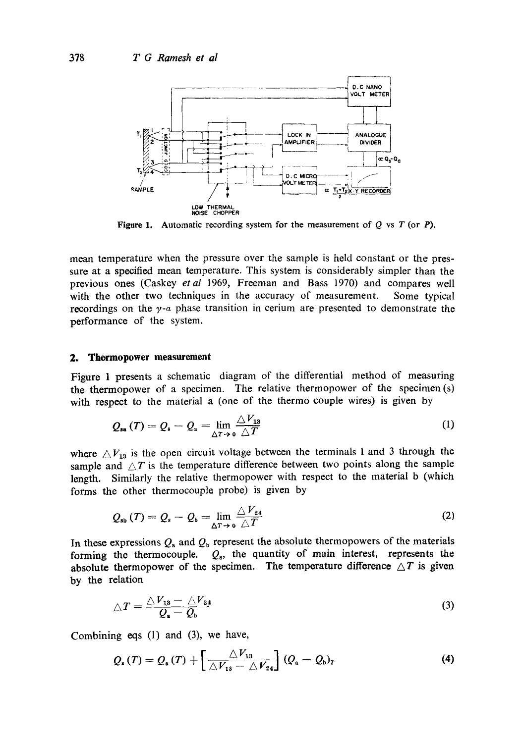Figure 1. Automatic recording system for the measurement of $Q$ vs $T$ (or $P$).

mean temperature when the pressure over the sample is held constant or the pressure at a specified mean temperature. This system is considerably simpler than the previous ones (Caskey *et al* 1969, Freeman and Bass 1970) and compares well with the other two techniques in the accuracy of measurement. Some typical recordings on the $\gamma$-$\alpha$ phase transition in cerium are presented to demonstrate the performance of the system.

## 2. Thermopower measurement

Figure 1 presents a schematic diagram of the differential method of measuring the thermopower of a specimen. The relative thermopower of the specimen (s) with respect to the material a (one of the thermo couple wires) is given by

$$Q_{sa}(T) = Q_s - Q_a = \lim_{\Delta T \to 0} \frac{\Delta V_{13}}{\Delta T} \tag{1}$$

where $\Delta V_{13}$ is the open circuit voltage between the terminals 1 and 3 through the sample and $\Delta T$ is the temperature difference between two points along the sample length. Similarly the relative thermopower with respect to the material b (which forms the other thermocouple probe) is given by

$$Q_{sb}(T) = Q_s - Q_b = \lim_{\Delta T \to 0} \frac{\Delta V_{24}}{\Delta T} \tag{2}$$

In these expressions $Q_a$ and $Q_b$ represent the absolute thermopowers of the materials forming the thermocouple. $Q_s$, the quantity of main interest, represents the absolute thermopower of the specimen. The temperature difference $\Delta T$ is given by the relation

$$\Delta T = \frac{\Delta V_{13} - \Delta V_{24}}{Q_a - Q_b} \tag{3}$$

Combining eqs (1) and (3), we have,

$$Q_s(T) = Q_a(T) + \left[\frac{\Delta V_{13}}{\Delta V_{13} - \Delta V_{24}}\right](Q_a - Q_b)_T \tag{4}$$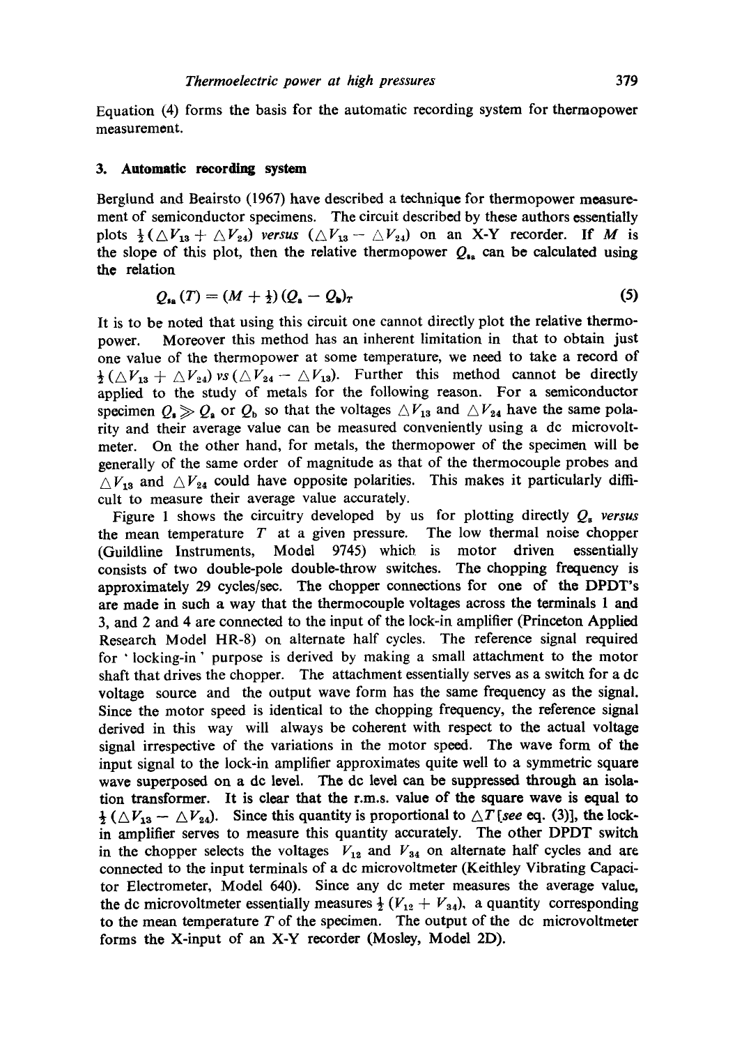Equation (4) forms the basis for the automatic recording system for thermopower measurement.

## 3. Automatic recording system

Berglund and Beairsto (1967) have described a technique for thermopower measurement of semiconductor specimens. The circuit described by these authors essentially plots $\frac{1}{2}(\triangle V_{13} + \triangle V_{24})$ *versus* $(\triangle V_{13} - \triangle V_{24})$ on an X-Y recorder. If $M$ is the slope of this plot, then the relative thermopower $Q_{sa}$ can be calculated using the relation

$$Q_{sa}(T) = (M + \tfrac{1}{2})(Q_a - Q_b)_T \tag{5}$$

It is to be noted that using this circuit one cannot directly plot the relative thermopower. Moreover this method has an inherent limitation in that to obtain just one value of the thermopower at some temperature, we need to take a record of $\frac{1}{2}(\triangle V_{13} + \triangle V_{24})$ *vs* $(\triangle V_{24} - \triangle V_{13})$. Further this method cannot be directly applied to the study of metals for the following reason. For a semiconductor specimen $Q_s \gg Q_a$ or $Q_b$ so that the voltages $\triangle V_{13}$ and $\triangle V_{24}$ have the same polarity and their average value can be measured conveniently using a dc microvoltmeter. On the other hand, for metals, the thermopower of the specimen will be generally of the same order of magnitude as that of the thermocouple probes and $\triangle V_{13}$ and $\triangle V_{24}$ could have opposite polarities. This makes it particularly difficult to measure their average value accurately.

Figure 1 shows the circuitry developed by us for plotting directly $Q_s$ *versus* the mean temperature $T$ at a given pressure. The low thermal noise chopper (Guildline Instruments, Model 9745) which is motor driven essentially consists of two double-pole double-throw switches. The chopping frequency is approximately 29 cycles/sec. The chopper connections for one of the DPDT's are made in such a way that the thermocouple voltages across the terminals 1 and 3, and 2 and 4 are connected to the input of the lock-in amplifier (Princeton Applied Research Model HR-8) on alternate half cycles. The reference signal required for 'locking-in' purpose is derived by making a small attachment to the motor shaft that drives the chopper. The attachment essentially serves as a switch for a dc voltage source and the output wave form has the same frequency as the signal. Since the motor speed is identical to the chopping frequency, the reference signal derived in this way will always be coherent with respect to the actual voltage signal irrespective of the variations in the motor speed. The wave form of the input signal to the lock-in amplifier approximates quite well to a symmetric square wave superposed on a dc level. The dc level can be suppressed through an isolation transformer. It is clear that the r.m.s. value of the square wave is equal to $\frac{1}{2}(\triangle V_{13} - \triangle V_{24})$. Since this quantity is proportional to $\triangle T$ [*see* eq. (3)], the lock-in amplifier serves to measure this quantity accurately. The other DPDT switch in the chopper selects the voltages $V_{12}$ and $V_{34}$ on alternate half cycles and are connected to the input terminals of a dc microvoltmeter (Keithley Vibrating Capacitor Electrometer, Model 640). Since any dc meter measures the average value, the dc microvoltmeter essentially measures $\frac{1}{2}(V_{12} + V_{34})$, a quantity corresponding to the mean temperature $T$ of the specimen. The output of the dc microvoltmeter forms the X-input of an X-Y recorder (Mosley, Model 2D).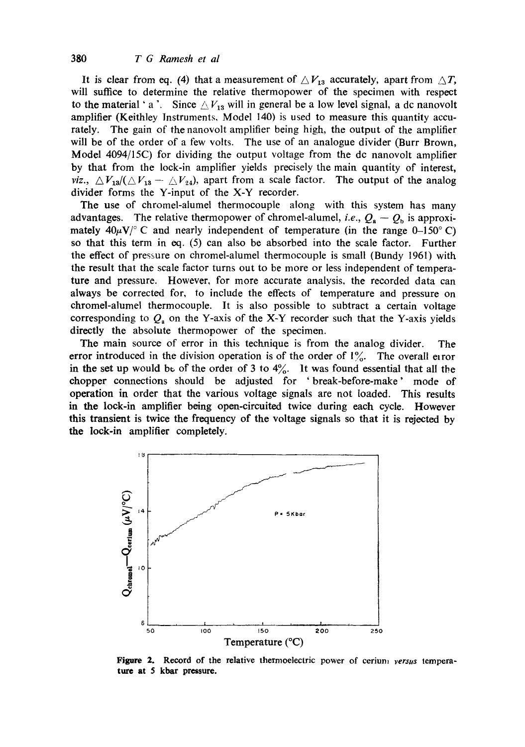It is clear from eq. (4) that a measurement of $\triangle V_{13}$ accurately, apart from $\triangle T$, will suffice to determine the relative thermopower of the specimen with respect to the material 'a'. Since $\triangle V_{13}$ will in general be a low level signal, a dc nanovolt amplifier (Keithley Instruments, Model 140) is used to measure this quantity accurately. The gain of the nanovolt amplifier being high, the output of the amplifier will be of the order of a few volts. The use of an analogue divider (Burr Brown, Model 4094/15C) for dividing the output voltage from the dc nanovolt amplifier by that from the lock-in amplifier yields precisely the main quantity of interest, *viz.*, $\triangle V_{13}/(\triangle V_{13} - \triangle V_{24})$, apart from a scale factor. The output of the analog divider forms the Y-input of the X-Y recorder.

The use of chromel-alumel thermocouple along with this system has many advantages. The relative thermopower of chromel-alumel, *i.e.*, $Q_a - Q_b$ is approximately $40\mu V/^\circ C$ and nearly independent of temperature (in the range 0–150° C) so that this term in eq. (5) can also be absorbed into the scale factor. Further the effect of pressure on chromel-alumel thermocouple is small (Bundy 1961) with the result that the scale factor turns out to be more or less independent of temperature and pressure. However, for more accurate analysis, the recorded data can always be corrected for, to include the effects of temperature and pressure on chromel-alumel thermocouple. It is also possible to subtract a certain voltage corresponding to $Q_a$ on the Y-axis of the X-Y recorder such that the Y-axis yields directly the absolute thermopower of the specimen.

The main source of error in this technique is from the analog divider. The error introduced in the division operation is of the order of 1%. The overall error in the set up would be of the order of 3 to 4%. It was found essential that all the chopper connections should be adjusted for 'break-before-make' mode of operation in order that the various voltage signals are not loaded. This results in the lock-in amplifier being open-circuited twice during each cycle. However this transient is twice the frequency of the voltage signals so that it is rejected by the lock-in amplifier completely.

**Figure 2.** Record of the relative thermoelectric power of cerium *versus* temperature at 5 kbar pressure.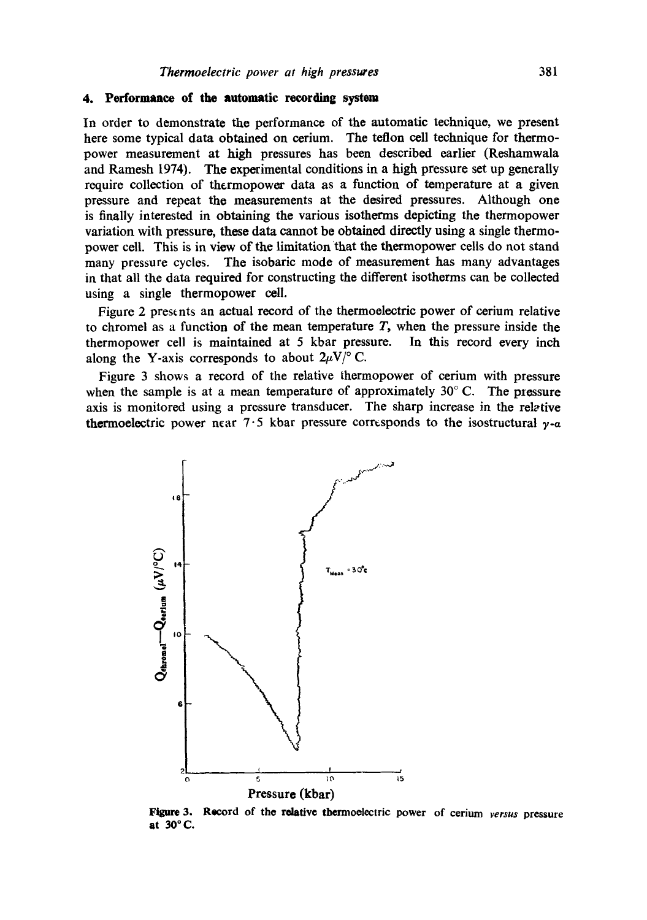## 4. Performance of the automatic recording system

In order to demonstrate the performance of the automatic technique, we present here some typical data obtained on cerium. The teflon cell technique for thermopower measurement at high pressures has been described earlier (Reshamwala and Ramesh 1974). The experimental conditions in a high pressure set up generally require collection of thermopower data as a function of temperature at a given pressure and repeat the measurements at the desired pressures. Although one is finally interested in obtaining the various isotherms depicting the thermopower variation with pressure, these data cannot be obtained directly using a single thermopower cell. This is in view of the limitation that the thermopower cells do not stand many pressure cycles. The isobaric mode of measurement has many advantages in that all the data required for constructing the different isotherms can be collected using a single thermopower cell.

Figure 2 presents an actual record of the thermoelectric power of cerium relative to chromel as a function of the mean temperature $T$, when the pressure inside the thermopower cell is maintained at 5 kbar pressure. In this record every inch along the Y-axis corresponds to about $2\mu V/^{\circ} C$.

Figure 3 shows a record of the relative thermopower of cerium with pressure when the sample is at a mean temperature of approximately 30° C. The pressure axis is monitored using a pressure transducer. The sharp increase in the relative thermoelectric power near 7·5 kbar pressure corresponds to the isostructural $\gamma$-$\alpha$

**Figure 3.** Record of the relative thermoelectric power of cerium *versus* pressure at 30° C.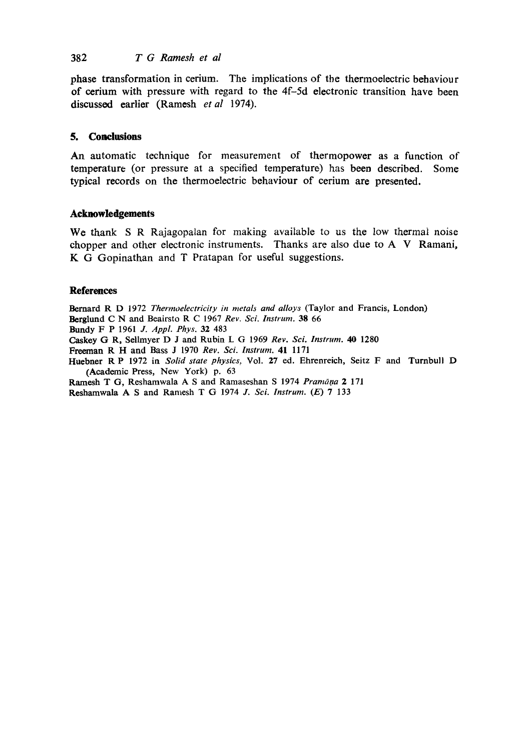phase transformation in cerium. The implications of the thermoelectric behaviour of cerium with pressure with regard to the 4f–5d electronic transition have been discussed earlier (Ramesh *et al* 1974).

## 5. Conclusions

An automatic technique for measurement of thermopower as a function of temperature (or pressure at a specified temperature) has been described. Some typical records on the thermoelectric behaviour of cerium are presented.

## Acknowledgements

We thank S R Rajagopalan for making available to us the low thermal noise chopper and other electronic instruments. Thanks are also due to A V Ramani, K G Gopinathan and T Pratapan for useful suggestions.

## References

Bernard R D 1972 *Thermoelectricity in metals and alloys* (Taylor and Francis, London)

Berglund C N and Beairsto R C 1967 *Rev. Sci. Instrum.* **38** 66

Bundy F P 1961 *J. Appl. Phys.* **32** 483

Caskey G R, Sellmyer D J and Rubin L G 1969 *Rev. Sci. Instrum.* **40** 1280

Freeman R H and Bass J 1970 *Rev. Sci. Instrum.* **41** 1171

Huebner R P 1972 in *Solid state physics*, Vol. **27** ed. Ehrenreich, Seitz F and Turnbull D (Academic Press, New York) p. 63

Ramesh T G, Reshamwala A S and Ramaseshan S 1974 *Pramāṇa* **2** 171

Reshamwala A S and Ramesh T G 1974 *J. Sci. Instrum.* (*E*) **7** 133